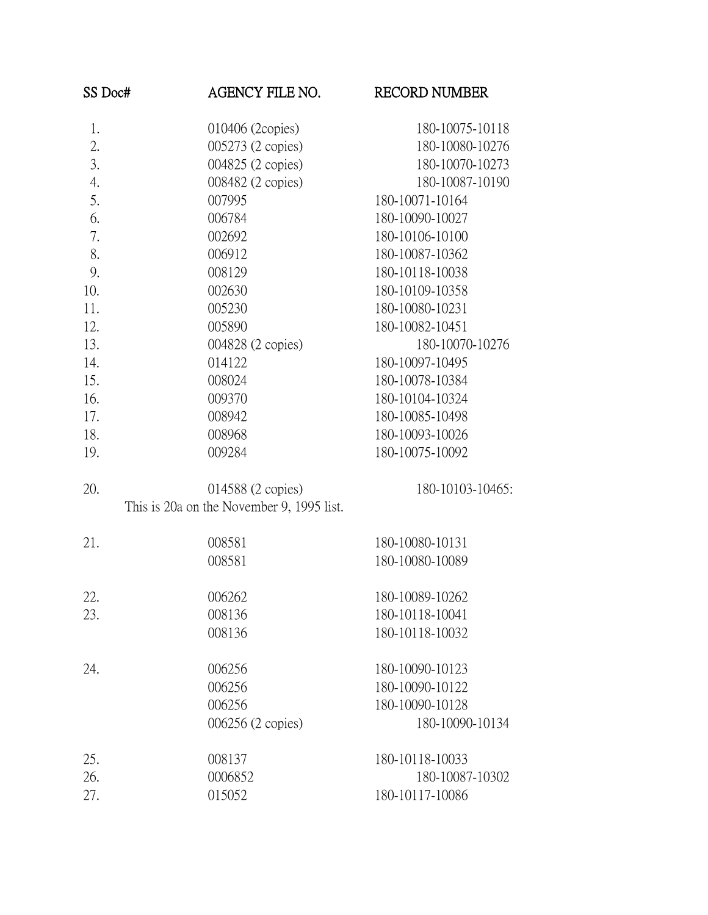| SS Doc# | AGENCY FILE NO. | RECORD NUMBER |
|---|---|---|
| 1. | 010406 (2copies) | 180-10075-10118 |
| 2. | 005273 (2 copies) | 180-10080-10276 |
| 3. | 004825 (2 copies) | 180-10070-10273 |
| 4. | 008482 (2 copies) | 180-10087-10190 |
| 5. | 007995 | 180-10071-10164 |
| 6. | 006784 | 180-10090-10027 |
| 7. | 002692 | 180-10106-10100 |
| 8. | 006912 | 180-10087-10362 |
| 9. | 008129 | 180-10118-10038 |
| 10. | 002630 | 180-10109-10358 |
| 11. | 005230 | 180-10080-10231 |
| 12. | 005890 | 180-10082-10451 |
| 13. | 004828 (2 copies) | 180-10070-10276 |
| 14. | 014122 | 180-10097-10495 |
| 15. | 008024 | 180-10078-10384 |
| 16. | 009370 | 180-10104-10324 |
| 17. | 008942 | 180-10085-10498 |
| 18. | 008968 | 180-10093-10026 |
| 19. | 009284 | 180-10075-10092 |
| 20. | 014588 (2 copies) | 180-10103-10465: |
| | This is 20a on the November 9, 1995 list. | |
| 21. | 008581 | 180-10080-10131 |
| | 008581 | 180-10080-10089 |
| 22. | 006262 | 180-10089-10262 |
| 23. | 008136 | 180-10118-10041 |
| | 008136 | 180-10118-10032 |
| 24. | 006256 | 180-10090-10123 |
| | 006256 | 180-10090-10122 |
| | 006256 | 180-10090-10128 |
| | 006256 (2 copies) | 180-10090-10134 |
| 25. | 008137 | 180-10118-10033 |
| 26. | 0006852 | 180-10087-10302 |
| 27. | 015052 | 180-10117-10086 |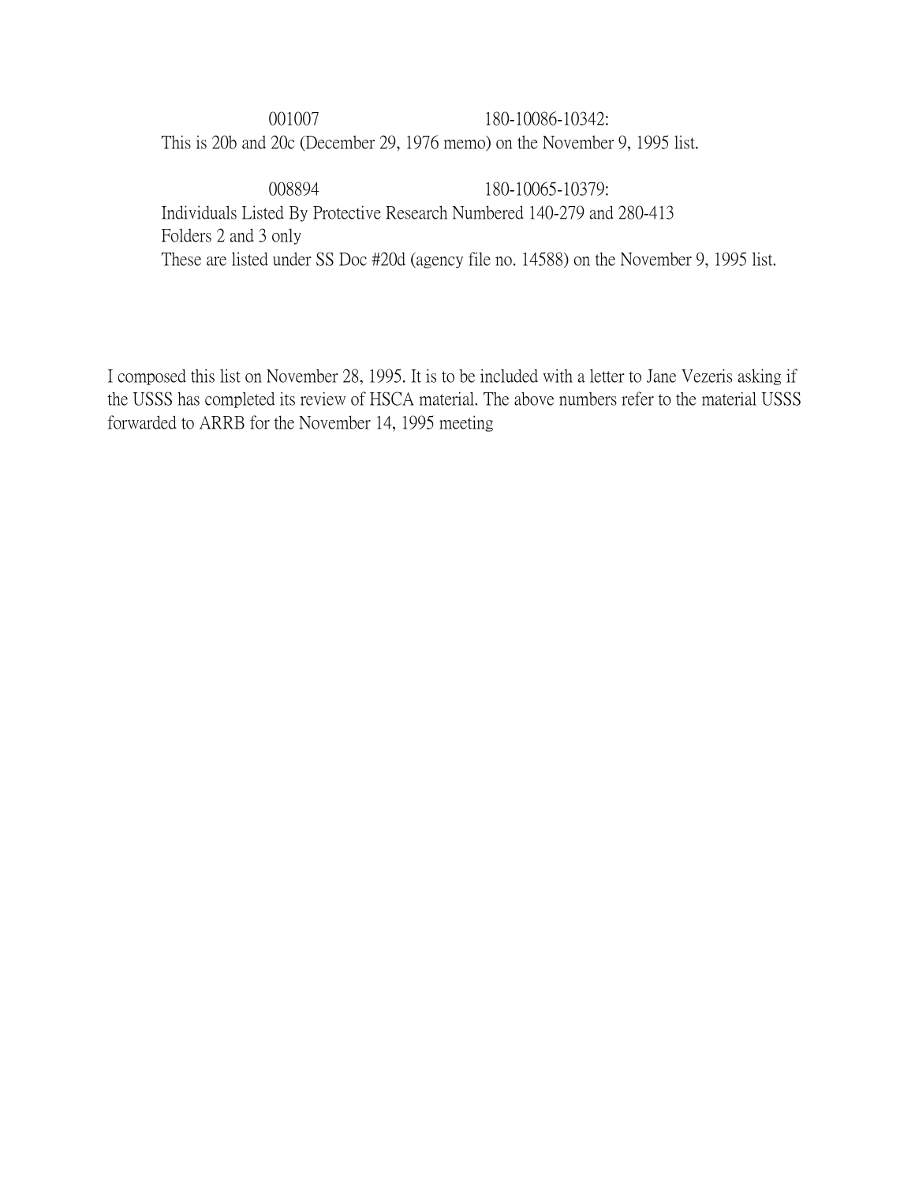001007 180-10086-10342:

This is 20b and 20c (December 29, 1976 memo) on the November 9, 1995 list.

008894 180-10065-10379:

Individuals Listed By Protective Research Numbered 140-279 and 280-413
Folders 2 and 3 only
These are listed under SS Doc #20d (agency file no. 14588) on the November 9, 1995 list.

I composed this list on November 28, 1995. It is to be included with a letter to Jane Vezeris asking if the USSS has completed its review of HSCA material. The above numbers refer to the material USSS forwarded to ARRB for the November 14, 1995 meeting